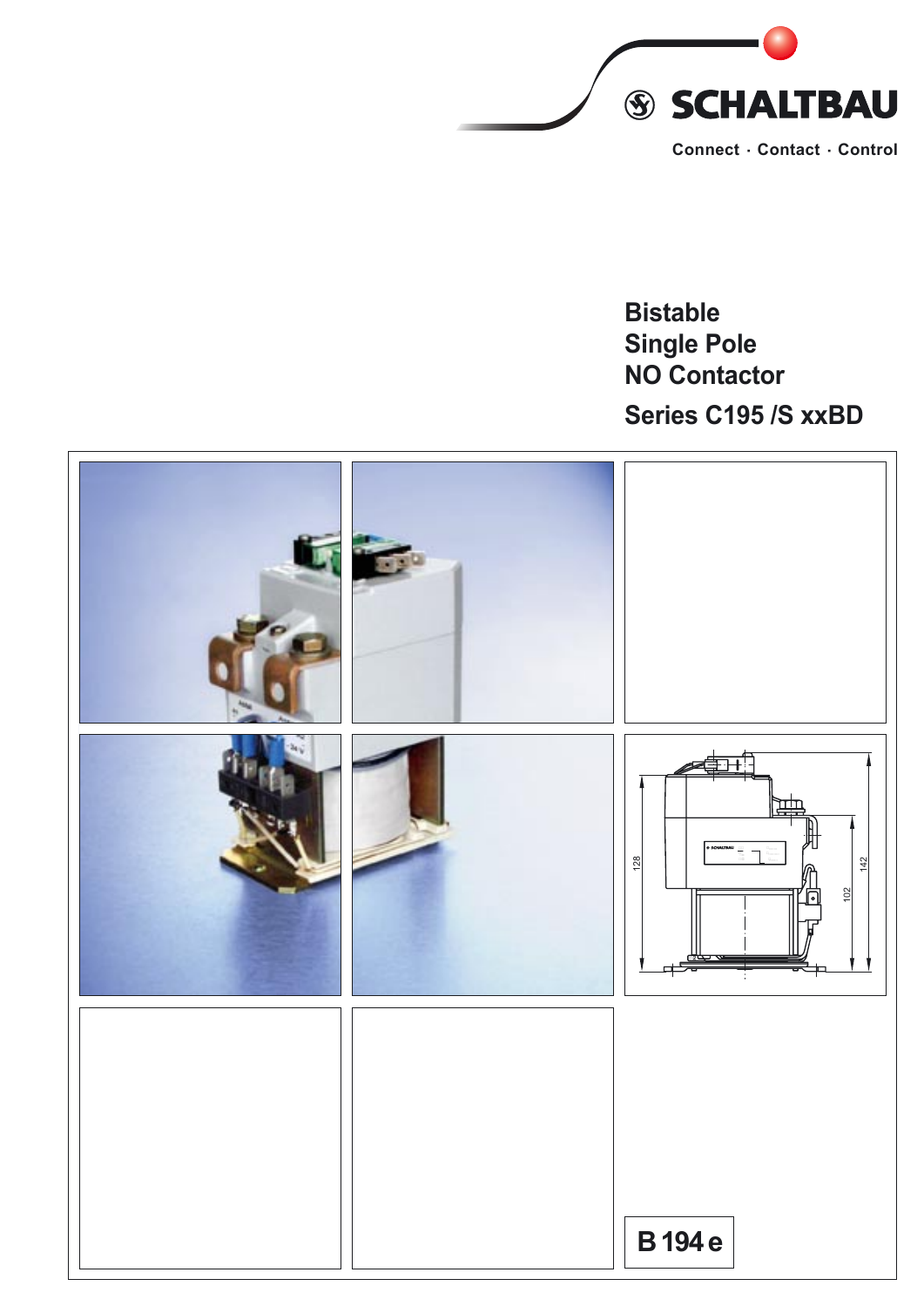SCHALTBAU

Connect · Contact · Control

# Bistable
# Single Pole
# NO Contactor

## Series C195 /S xxBD

B 194 e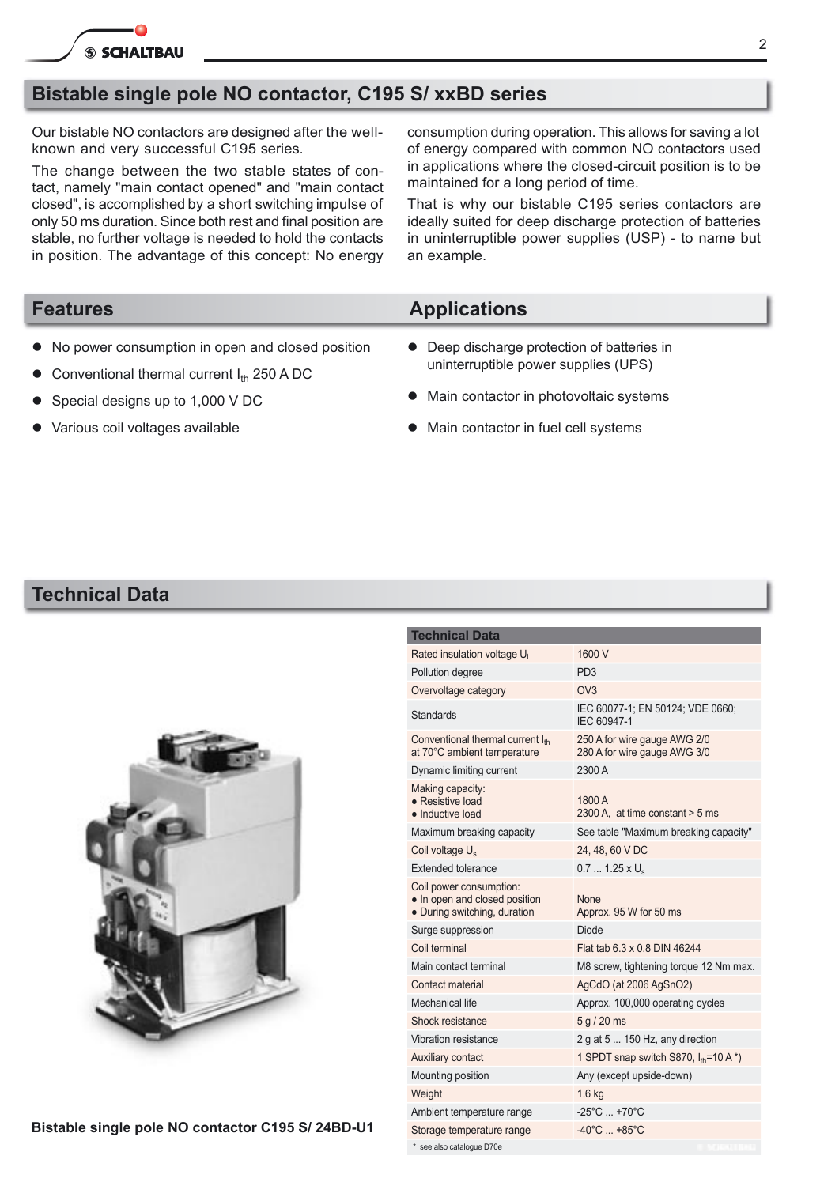# Bistable single pole NO contactor, C195 S/ xxBD series

Our bistable NO contactors are designed after the well-known and very successful C195 series.

The change between the two stable states of contact, namely "main contact opened" and "main contact closed", is accomplished by a short switching impulse of only 50 ms duration. Since both rest and final position are stable, no further voltage is needed to hold the contacts in position. The advantage of this concept: No energy consumption during operation. This allows for saving a lot of energy compared with common NO contactors used in applications where the closed-circuit position is to be maintained for a long period of time.

That is why our bistable C195 series contactors are ideally suited for deep discharge protection of batteries in uninterruptible power supplies (USP) - to name but an example.

## Features

- No power consumption in open and closed position
- Conventional thermal current $I_{th}$ 250 A DC
- Special designs up to 1,000 V DC
- Various coil voltages available

## Applications

- Deep discharge protection of batteries in uninterruptible power supplies (UPS)
- Main contactor in photovoltaic systems
- Main contactor in fuel cell systems

## Technical Data

Bistable single pole NO contactor C195 S/ 24BD-U1

| Technical Data | |
|---|---|
| Rated insulation voltage $U_i$ | 1600 V |
| Pollution degree | PD3 |
| Overvoltage category | OV3 |
| Standards | IEC 60077-1; EN 50124; VDE 0660; IEC 60947-1 |
| Conventional thermal current $I_{th}$ at 70°C ambient temperature | 250 A for wire gauge AWG 2/0<br>280 A for wire gauge AWG 3/0 |
| Dynamic limiting current | 2300 A |
| Making capacity:<br>• Resistive load<br>• Inductive load | <br>1800 A<br>2300 A, at time constant > 5 ms |
| Maximum breaking capacity | See table "Maximum breaking capacity" |
| Coil voltage $U_s$ | 24, 48, 60 V DC |
| Extended tolerance | 0.7 ... 1.25 x $U_s$ |
| Coil power consumption:<br>• In open and closed position<br>• During switching, duration | <br>None<br>Approx. 95 W for 50 ms |
| Surge suppression | Diode |
| Coil terminal | Flat tab 6.3 x 0.8 DIN 46244 |
| Main contact terminal | M8 screw, tightening torque 12 Nm max. |
| Contact material | AgCdO (at 2006 AgSnO2) |
| Mechanical life | Approx. 100,000 operating cycles |
| Shock resistance | 5 g / 20 ms |
| Vibration resistance | 2 g at 5 ... 150 Hz, any direction |
| Auxiliary contact | 1 SPDT snap switch S870, $I_{th}$=10 A *) |
| Mounting position | Any (except upside-down) |
| Weight | 1.6 kg |
| Ambient temperature range | -25°C ... +70°C |
| Storage temperature range | -40°C ... +85°C |

* see also catalogue D70e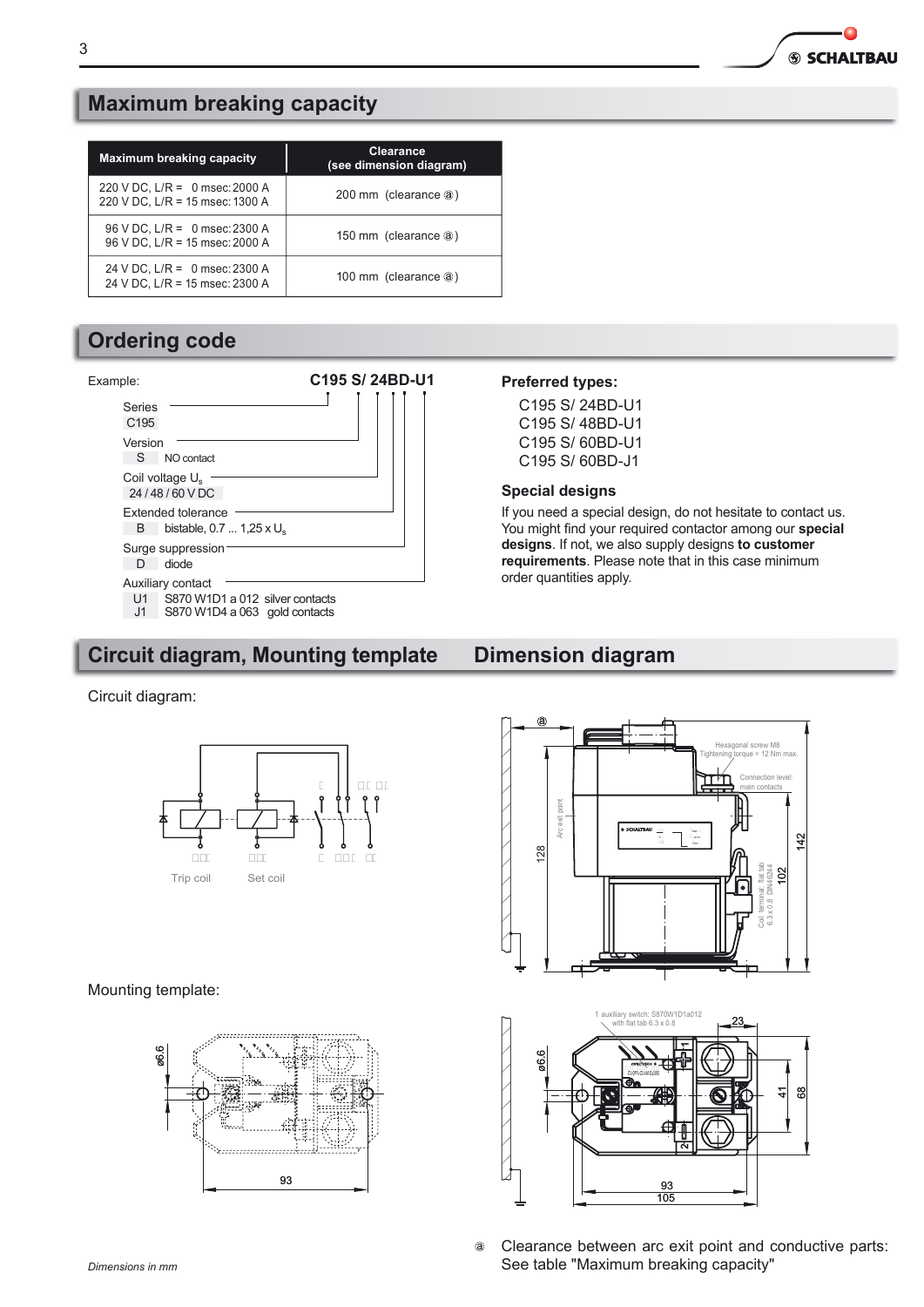## Maximum breaking capacity

| Maximum breaking capacity | Clearance (see dimension diagram) |
|---|---|
| 220 V DC, L/R = 0 msec: 2000 A<br>220 V DC, L/R = 15 msec: 1300 A | 200 mm (clearance ⓐ) |
| 96 V DC, L/R = 0 msec: 2300 A<br>96 V DC, L/R = 15 msec: 2000 A | 150 mm (clearance ⓐ) |
| 24 V DC, L/R = 0 msec: 2300 A<br>24 V DC, L/R = 15 msec: 2300 A | 100 mm (clearance ⓐ) |

## Ordering code

Example: **C195 S/ 24BD-U1**

- Series
  - C195
- Version
  - S NO contact
- Coil voltage $U_s$
  - 24 / 48 / 60 V DC
- Extended tolerance
  - B bistable, 0.7 ... 1,25 x $U_s$
- Surge suppression
  - D diode
- Auxiliary contact
  - U1 S870 W1D1 a 012 silver contacts
  - J1 S870 W1D4 a 063 gold contacts

**Preferred types:**

C195 S/ 24BD-U1
C195 S/ 48BD-U1
C195 S/ 60BD-U1
C195 S/ 60BD-J1

**Special designs**

If you need a special design, do not hesitate to contact us. You might find your required contactor among our **special designs**. If not, we also supply designs **to customer requirements**. Please note that in this case minimum order quantities apply.

## Circuit diagram, Mounting template

Circuit diagram:

Trip coil Set coil

Mounting template:

ø6.6

93

## Dimension diagram

ⓐ

Hexagonal screw M8
Tightening torque = 12 Nm max.

Connection level: main contacts

Arc exit point

Coil terminal: flat tab 6.3 x 0.8 DIN46244

128 102 142

1 auxiliary switch: S870W1D1a012 with flat tab 6.3 x 0.8

ø6.6 23 41 68 93 105

ⓐ Clearance between arc exit point and conductive parts: See table "Maximum breaking capacity"

*Dimensions in mm*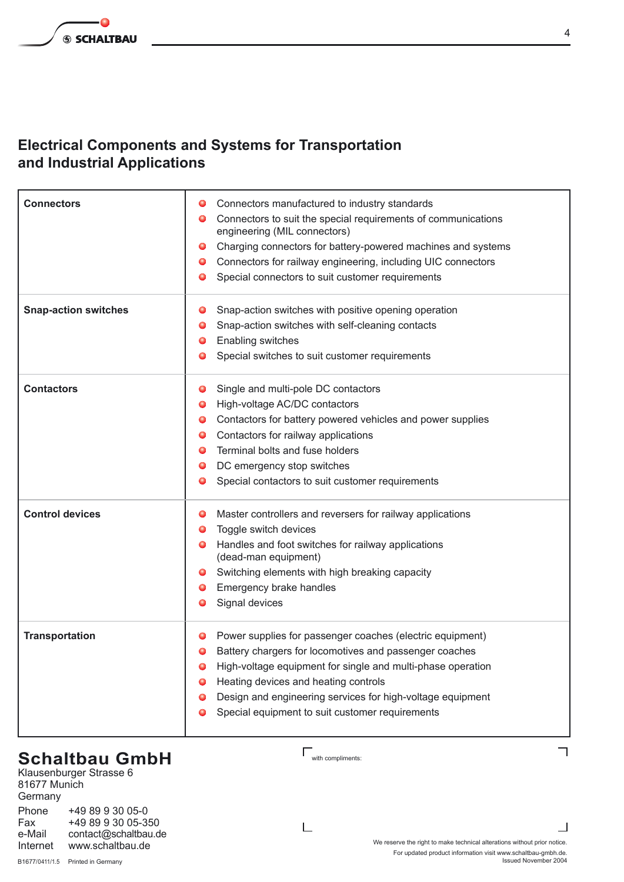## Electrical Components and Systems for Transportation and Industrial Applications

| | |
|---|---|
| **Connectors** | - Connectors manufactured to industry standards<br>- Connectors to suit the special requirements of communications engineering (MIL connectors)<br>- Charging connectors for battery-powered machines and systems<br>- Connectors for railway engineering, including UIC connectors<br>- Special connectors to suit customer requirements |
| **Snap-action switches** | - Snap-action switches with positive opening operation<br>- Snap-action switches with self-cleaning contacts<br>- Enabling switches<br>- Special switches to suit customer requirements |
| **Contactors** | - Single and multi-pole DC contactors<br>- High-voltage AC/DC contactors<br>- Contactors for battery powered vehicles and power supplies<br>- Contactors for railway applications<br>- Terminal bolts and fuse holders<br>- DC emergency stop switches<br>- Special contactors to suit customer requirements |
| **Control devices** | - Master controllers and reversers for railway applications<br>- Toggle switch devices<br>- Handles and foot switches for railway applications (dead-man equipment)<br>- Switching elements with high breaking capacity<br>- Emergency brake handles<br>- Signal devices |
| **Transportation** | - Power supplies for passenger coaches (electric equipment)<br>- Battery chargers for locomotives and passenger coaches<br>- High-voltage equipment for single and multi-phase operation<br>- Heating devices and heating controls<br>- Design and engineering services for high-voltage equipment<br>- Special equipment to suit customer requirements |

## Schaltbau GmbH

Klausenburger Strasse 6
81677 Munich
Germany

Phone +49 89 9 30 05-0
Fax +49 89 9 30 05-350
e-Mail contact@schaltbau.de
Internet www.schaltbau.de

with compliments:

B1677/0411/1.5 Printed in Germany

We reserve the right to make technical alterations without prior notice.
For updated product information visit www.schaltbau-gmbh.de.
Issued November 2004